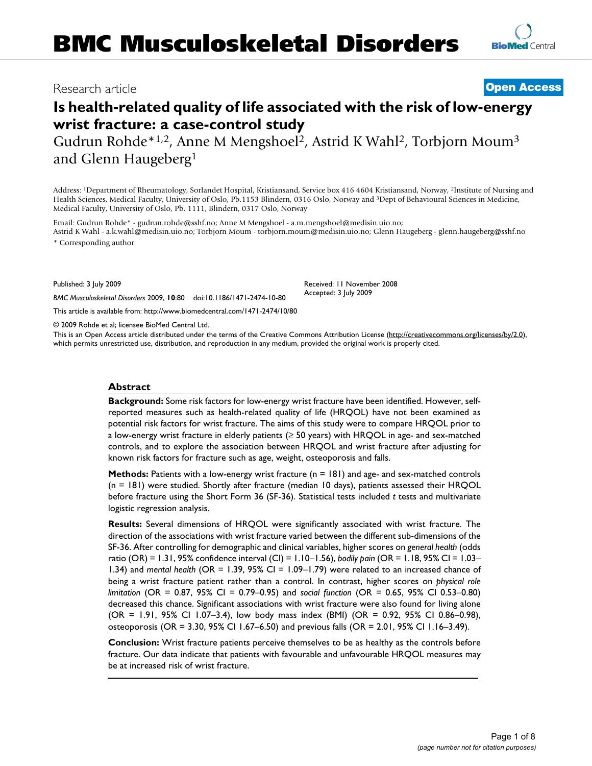# BMC Musculoskeletal Disorders

Research article

**Open Access**

## Is health-related quality of life associated with the risk of low-energy wrist fracture: a case-control study

Gudrun Rohde*[1,2], Anne M Mengshoel[2], Astrid K Wahl[2], Torbjorn Moum[3] and Glenn Haugeberg[1]

Address: [1]Department of Rheumatology, Sorlandet Hospital, Kristiansand, Service box 416 4604 Kristiansand, Norway, [2]Institute of Nursing and Health Sciences, Medical Faculty, University of Oslo, Pb.1153 Blindern, 0316 Oslo, Norway and [3]Dept of Behavioural Sciences in Medicine, Medical Faculty, University of Oslo, Pb. 1111, Blindern, 0317 Oslo, Norway

Email: Gudrun Rohde* - gudrun.rohde@sshf.no; Anne M Mengshoel - a.m.mengshoel@medisin.uio.no; Astrid K Wahl - a.k.wahl@medisin.uio.no; Torbjorn Moum - torbjorn.moum@medisin.uio.no; Glenn Haugeberg - glenn.haugeberg@sshf.no

\* Corresponding author

Published: 3 July 2009

*BMC Musculoskeletal Disorders* 2009, **10**:80 doi:10.1186/1471-2474-10-80

Received: 11 November 2008
Accepted: 3 July 2009

This article is available from: http://www.biomedcentral.com/1471-2474/10/80

© 2009 Rohde et al; licensee BioMed Central Ltd.

This is an Open Access article distributed under the terms of the Creative Commons Attribution License (http://creativecommons.org/licenses/by/2.0), which permits unrestricted use, distribution, and reproduction in any medium, provided the original work is properly cited.

### Abstract

**Background:** Some risk factors for low-energy wrist fracture have been identified. However, self-reported measures such as health-related quality of life (HRQOL) have not been examined as potential risk factors for wrist fracture. The aims of this study were to compare HRQOL prior to a low-energy wrist fracture in elderly patients (≥ 50 years) with HRQOL in age- and sex-matched controls, and to explore the association between HRQOL and wrist fracture after adjusting for known risk factors for fracture such as age, weight, osteoporosis and falls.

**Methods:** Patients with a low-energy wrist fracture (n = 181) and age- and sex-matched controls (n = 181) were studied. Shortly after fracture (median 10 days), patients assessed their HRQOL before fracture using the Short Form 36 (SF-36). Statistical tests included *t* tests and multivariate logistic regression analysis.

**Results:** Several dimensions of HRQOL were significantly associated with wrist fracture. The direction of the associations with wrist fracture varied between the different sub-dimensions of the SF-36. After controlling for demographic and clinical variables, higher scores on *general health* (odds ratio (OR) = 1.31, 95% confidence interval (CI) = 1.10–1.56), *bodily pain* (OR = 1.18, 95% CI = 1.03–1.34) and *mental health* (OR = 1.39, 95% CI = 1.09–1.79) were related to an increased chance of being a wrist fracture patient rather than a control. In contrast, higher scores on *physical role limitation* (OR = 0.87, 95% CI = 0.79–0.95) and *social function* (OR = 0.65, 95% CI 0.53–0.80) decreased this chance. Significant associations with wrist fracture were also found for living alone (OR = 1.91, 95% CI 1.07–3.4), low body mass index (BMI) (OR = 0.92, 95% CI 0.86–0.98), osteoporosis (OR = 3.30, 95% CI 1.67–6.50) and previous falls (OR = 2.01, 95% CI 1.16–3.49).

**Conclusion:** Wrist fracture patients perceive themselves to be as healthy as the controls before fracture. Our data indicate that patients with favourable and unfavourable HRQOL measures may be at increased risk of wrist fracture.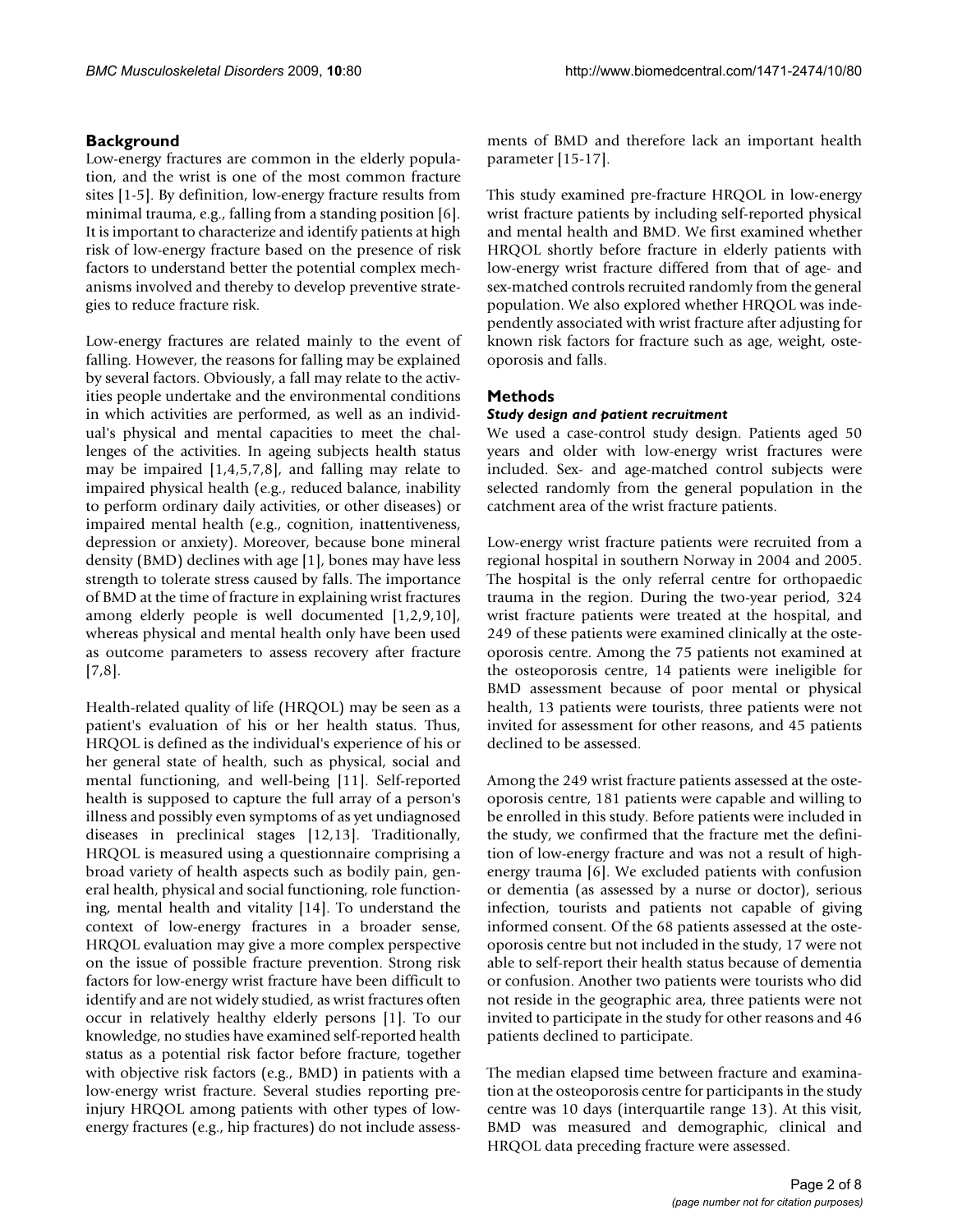## Background

Low-energy fractures are common in the elderly population, and the wrist is one of the most common fracture sites [1-5]. By definition, low-energy fracture results from minimal trauma, e.g., falling from a standing position [6]. It is important to characterize and identify patients at high risk of low-energy fracture based on the presence of risk factors to understand better the potential complex mechanisms involved and thereby to develop preventive strategies to reduce fracture risk.

Low-energy fractures are related mainly to the event of falling. However, the reasons for falling may be explained by several factors. Obviously, a fall may relate to the activities people undertake and the environmental conditions in which activities are performed, as well as an individual's physical and mental capacities to meet the challenges of the activities. In ageing subjects health status may be impaired [1,4,5,7,8], and falling may relate to impaired physical health (e.g., reduced balance, inability to perform ordinary daily activities, or other diseases) or impaired mental health (e.g., cognition, inattentiveness, depression or anxiety). Moreover, because bone mineral density (BMD) declines with age [1], bones may have less strength to tolerate stress caused by falls. The importance of BMD at the time of fracture in explaining wrist fractures among elderly people is well documented [1,2,9,10], whereas physical and mental health only have been used as outcome parameters to assess recovery after fracture [7,8].

Health-related quality of life (HRQOL) may be seen as a patient's evaluation of his or her health status. Thus, HRQOL is defined as the individual's experience of his or her general state of health, such as physical, social and mental functioning, and well-being [11]. Self-reported health is supposed to capture the full array of a person's illness and possibly even symptoms of as yet undiagnosed diseases in preclinical stages [12,13]. Traditionally, HRQOL is measured using a questionnaire comprising a broad variety of health aspects such as bodily pain, general health, physical and social functioning, role functioning, mental health and vitality [14]. To understand the context of low-energy fractures in a broader sense, HRQOL evaluation may give a more complex perspective on the issue of possible fracture prevention. Strong risk factors for low-energy wrist fracture have been difficult to identify and are not widely studied, as wrist fractures often occur in relatively healthy elderly persons [1]. To our knowledge, no studies have examined self-reported health status as a potential risk factor before fracture, together with objective risk factors (e.g., BMD) in patients with a low-energy wrist fracture. Several studies reporting pre-injury HRQOL among patients with other types of low-energy fractures (e.g., hip fractures) do not include assessments of BMD and therefore lack an important health parameter [15-17].

This study examined pre-fracture HRQOL in low-energy wrist fracture patients by including self-reported physical and mental health and BMD. We first examined whether HRQOL shortly before fracture in elderly patients with low-energy wrist fracture differed from that of age- and sex-matched controls recruited randomly from the general population. We also explored whether HRQOL was independently associated with wrist fracture after adjusting for known risk factors for fracture such as age, weight, osteoporosis and falls.

## Methods

### *Study design and patient recruitment*

We used a case-control study design. Patients aged 50 years and older with low-energy wrist fractures were included. Sex- and age-matched control subjects were selected randomly from the general population in the catchment area of the wrist fracture patients.

Low-energy wrist fracture patients were recruited from a regional hospital in southern Norway in 2004 and 2005. The hospital is the only referral centre for orthopaedic trauma in the region. During the two-year period, 324 wrist fracture patients were treated at the hospital, and 249 of these patients were examined clinically at the osteoporosis centre. Among the 75 patients not examined at the osteoporosis centre, 14 patients were ineligible for BMD assessment because of poor mental or physical health, 13 patients were tourists, three patients were not invited for assessment for other reasons, and 45 patients declined to be assessed.

Among the 249 wrist fracture patients assessed at the osteoporosis centre, 181 patients were capable and willing to be enrolled in this study. Before patients were included in the study, we confirmed that the fracture met the definition of low-energy fracture and was not a result of high-energy trauma [6]. We excluded patients with confusion or dementia (as assessed by a nurse or doctor), serious infection, tourists and patients not capable of giving informed consent. Of the 68 patients assessed at the osteoporosis centre but not included in the study, 17 were not able to self-report their health status because of dementia or confusion. Another two patients were tourists who did not reside in the geographic area, three patients were not invited to participate in the study for other reasons and 46 patients declined to participate.

The median elapsed time between fracture and examination at the osteoporosis centre for participants in the study centre was 10 days (interquartile range 13). At this visit, BMD was measured and demographic, clinical and HRQOL data preceding fracture were assessed.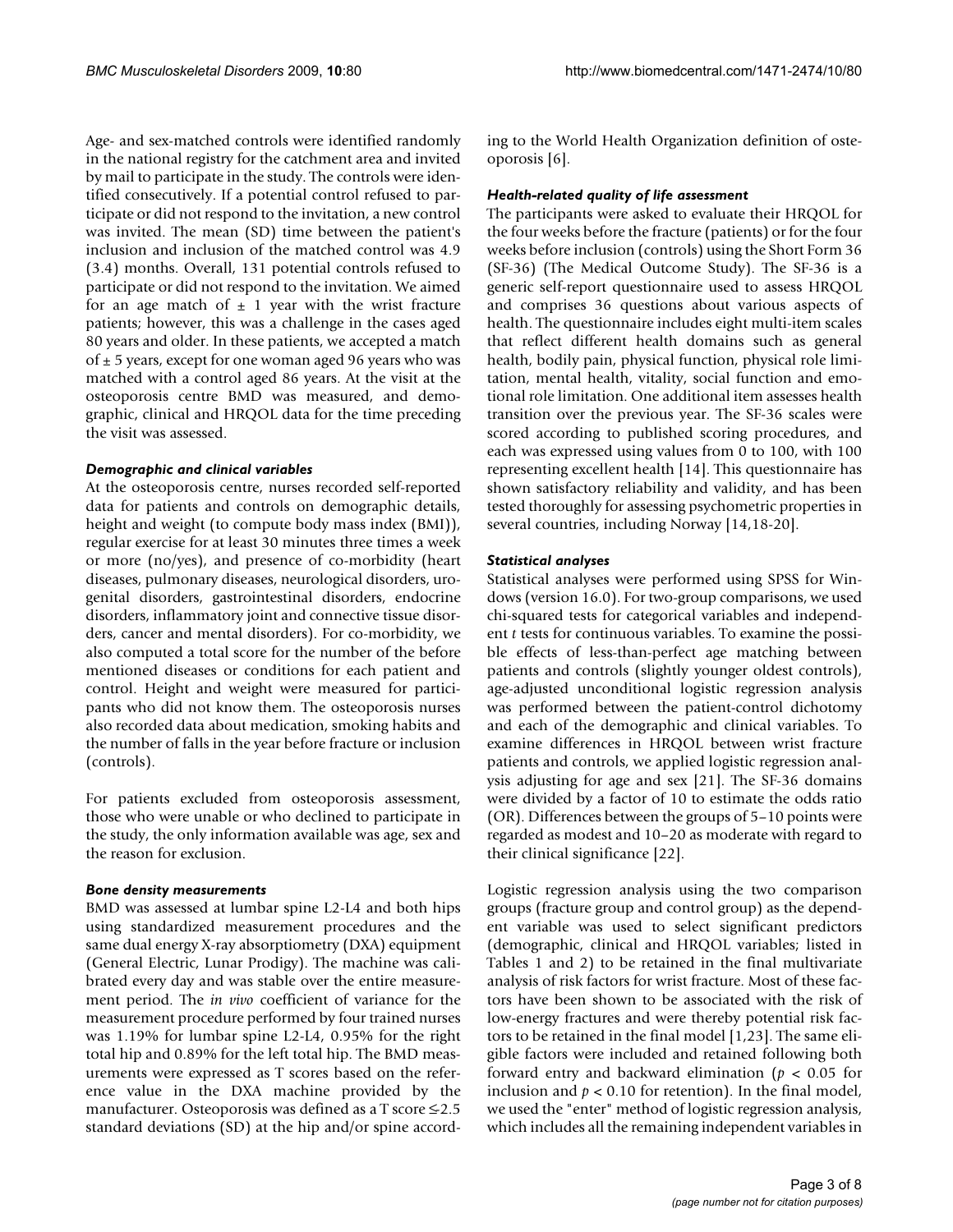Age- and sex-matched controls were identified randomly in the national registry for the catchment area and invited by mail to participate in the study. The controls were identified consecutively. If a potential control refused to participate or did not respond to the invitation, a new control was invited. The mean (SD) time between the patient's inclusion and inclusion of the matched control was 4.9 (3.4) months. Overall, 131 potential controls refused to participate or did not respond to the invitation. We aimed for an age match of ± 1 year with the wrist fracture patients; however, this was a challenge in the cases aged 80 years and older. In these patients, we accepted a match of ± 5 years, except for one woman aged 96 years who was matched with a control aged 86 years. At the visit at the osteoporosis centre BMD was measured, and demographic, clinical and HRQOL data for the time preceding the visit was assessed.

### *Demographic and clinical variables*

At the osteoporosis centre, nurses recorded self-reported data for patients and controls on demographic details, height and weight (to compute body mass index (BMI)), regular exercise for at least 30 minutes three times a week or more (no/yes), and presence of co-morbidity (heart diseases, pulmonary diseases, neurological disorders, urogenital disorders, gastrointestinal disorders, endocrine disorders, inflammatory joint and connective tissue disorders, cancer and mental disorders). For co-morbidity, we also computed a total score for the number of the before mentioned diseases or conditions for each patient and control. Height and weight were measured for participants who did not know them. The osteoporosis nurses also recorded data about medication, smoking habits and the number of falls in the year before fracture or inclusion (controls).

For patients excluded from osteoporosis assessment, those who were unable or who declined to participate in the study, the only information available was age, sex and the reason for exclusion.

### *Bone density measurements*

BMD was assessed at lumbar spine L2-L4 and both hips using standardized measurement procedures and the same dual energy X-ray absorptiometry (DXA) equipment (General Electric, Lunar Prodigy). The machine was calibrated every day and was stable over the entire measurement period. The *in vivo* coefficient of variance for the measurement procedure performed by four trained nurses was 1.19% for lumbar spine L2-L4, 0.95% for the right total hip and 0.89% for the left total hip. The BMD measurements were expressed as T scores based on the reference value in the DXA machine provided by the manufacturer. Osteoporosis was defined as a T score $\leq$-2.5 standard deviations (SD) at the hip and/or spine according to the World Health Organization definition of osteoporosis [6].

### *Health-related quality of life assessment*

The participants were asked to evaluate their HRQOL for the four weeks before the fracture (patients) or for the four weeks before inclusion (controls) using the Short Form 36 (SF-36) (The Medical Outcome Study). The SF-36 is a generic self-report questionnaire used to assess HRQOL and comprises 36 questions about various aspects of health. The questionnaire includes eight multi-item scales that reflect different health domains such as general health, bodily pain, physical function, physical role limitation, mental health, vitality, social function and emotional role limitation. One additional item assesses health transition over the previous year. The SF-36 scales were scored according to published scoring procedures, and each was expressed using values from 0 to 100, with 100 representing excellent health [14]. This questionnaire has shown satisfactory reliability and validity, and has been tested thoroughly for assessing psychometric properties in several countries, including Norway [14,18-20].

### *Statistical analyses*

Statistical analyses were performed using SPSS for Windows (version 16.0). For two-group comparisons, we used chi-squared tests for categorical variables and independent *t* tests for continuous variables. To examine the possible effects of less-than-perfect age matching between patients and controls (slightly younger oldest controls), age-adjusted unconditional logistic regression analysis was performed between the patient-control dichotomy and each of the demographic and clinical variables. To examine differences in HRQOL between wrist fracture patients and controls, we applied logistic regression analysis adjusting for age and sex [21]. The SF-36 domains were divided by a factor of 10 to estimate the odds ratio (OR). Differences between the groups of 5–10 points were regarded as modest and 10–20 as moderate with regard to their clinical significance [22].

Logistic regression analysis using the two comparison groups (fracture group and control group) as the dependent variable was used to select significant predictors (demographic, clinical and HRQOL variables; listed in Tables 1 and 2) to be retained in the final multivariate analysis of risk factors for wrist fracture. Most of these factors have been shown to be associated with the risk of low-energy fractures and were thereby potential risk factors to be retained in the final model [1,23]. The same eligible factors were included and retained following both forward entry and backward elimination ($p < 0.05$ for inclusion and $p < 0.10$ for retention). In the final model, we used the "enter" method of logistic regression analysis, which includes all the remaining independent variables in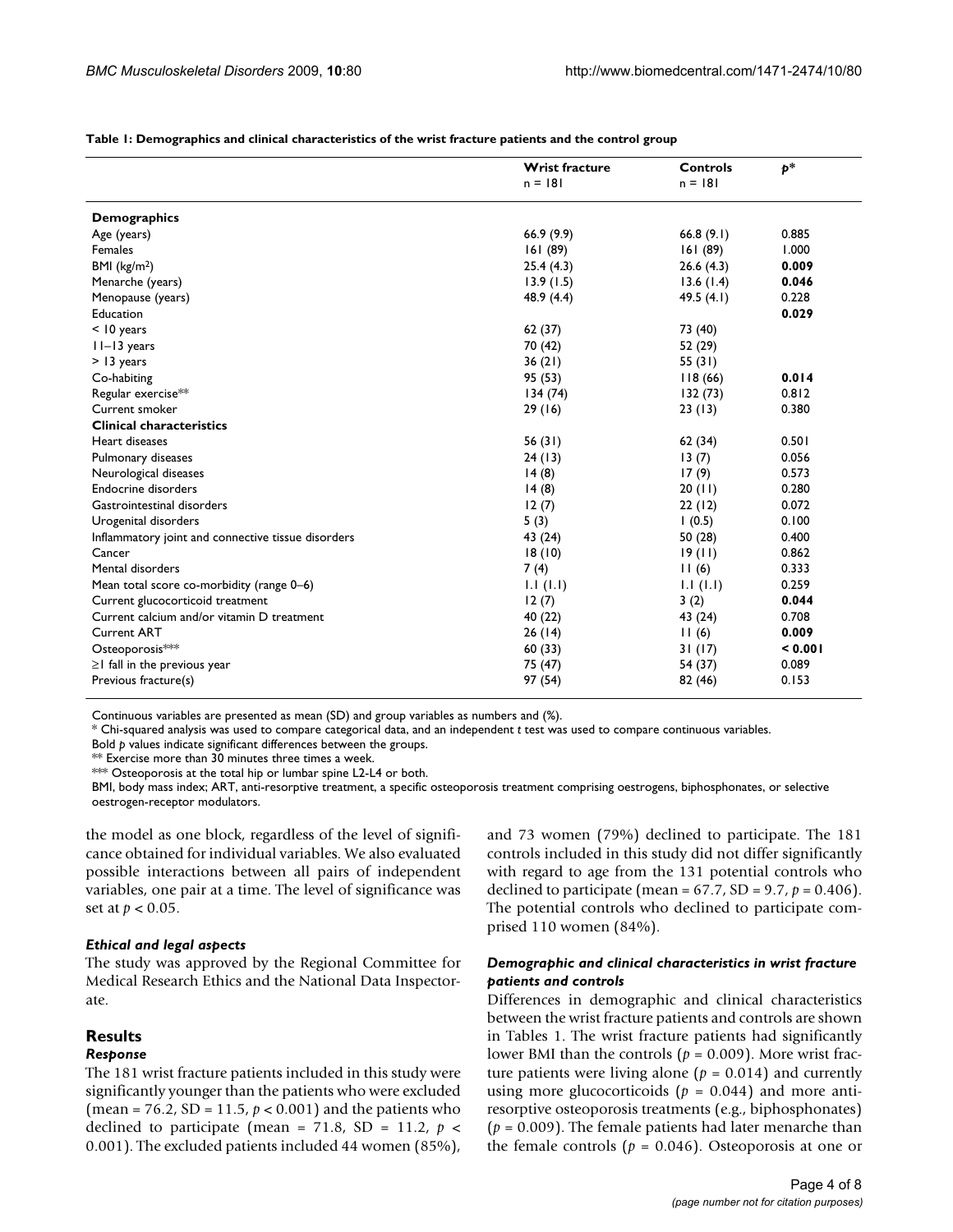**Table 1: Demographics and clinical characteristics of the wrist fracture patients and the control group**

| | Wrist fracture n = 181 | Controls n = 181 | *p** |
|---|---|---|---|
| **Demographics** | | | |
| Age (years) | 66.9 (9.9) | 66.8 (9.1) | 0.885 |
| Females | 161 (89) | 161 (89) | 1.000 |
| BMI (kg/m$^2$) | 25.4 (4.3) | 26.6 (4.3) | **0.009** |
| Menarche (years) | 13.9 (1.5) | 13.6 (1.4) | **0.046** |
| Menopause (years) | 48.9 (4.4) | 49.5 (4.1) | 0.228 |
| Education | | | **0.029** |
| < 10 years | 62 (37) | 73 (40) | |
| 11–13 years | 70 (42) | 52 (29) | |
| > 13 years | 36 (21) | 55 (31) | |
| Co-habiting | 95 (53) | 118 (66) | **0.014** |
| Regular exercise** | 134 (74) | 132 (73) | 0.812 |
| Current smoker | 29 (16) | 23 (13) | 0.380 |
| **Clinical characteristics** | | | |
| Heart diseases | 56 (31) | 62 (34) | 0.501 |
| Pulmonary diseases | 24 (13) | 13 (7) | 0.056 |
| Neurological diseases | 14 (8) | 17 (9) | 0.573 |
| Endocrine disorders | 14 (8) | 20 (11) | 0.280 |
| Gastrointestinal disorders | 12 (7) | 22 (12) | 0.072 |
| Urogenital disorders | 5 (3) | 1 (0.5) | 0.100 |
| Inflammatory joint and connective tissue disorders | 43 (24) | 50 (28) | 0.400 |
| Cancer | 18 (10) | 19 (11) | 0.862 |
| Mental disorders | 7 (4) | 11 (6) | 0.333 |
| Mean total score co-morbidity (range 0–6) | 1.1 (1.1) | 1.1 (1.1) | 0.259 |
| Current glucocorticoid treatment | 12 (7) | 3 (2) | **0.044** |
| Current calcium and/or vitamin D treatment | 40 (22) | 43 (24) | 0.708 |
| Current ART | 26 (14) | 11 (6) | **0.009** |
| Osteoporosis*** | 60 (33) | 31 (17) | **< 0.001** |
| ≥1 fall in the previous year | 75 (47) | 54 (37) | 0.089 |
| Previous fracture(s) | 97 (54) | 82 (46) | 0.153 |

Continuous variables are presented as mean (SD) and group variables as numbers and (%).
* Chi-squared analysis was used to compare categorical data, and an independent *t* test was used to compare continuous variables.
Bold *p* values indicate significant differences between the groups.
** Exercise more than 30 minutes three times a week.
*** Osteoporosis at the total hip or lumbar spine L2-L4 or both.
BMI, body mass index; ART, anti-resorptive treatment, a specific osteoporosis treatment comprising oestrogens, biphosphonates, or selective oestrogen-receptor modulators.

the model as one block, regardless of the level of significance obtained for individual variables. We also evaluated possible interactions between all pairs of independent variables, one pair at a time. The level of significance was set at $p < 0.05$.

### *Ethical and legal aspects*

The study was approved by the Regional Committee for Medical Research Ethics and the National Data Inspectorate.

## Results

### *Response*

The 181 wrist fracture patients included in this study were significantly younger than the patients who were excluded (mean = 76.2, SD = 11.5, $p < 0.001$) and the patients who declined to participate (mean = 71.8, SD = 11.2, $p < 0.001$). The excluded patients included 44 women (85%), and 73 women (79%) declined to participate. The 181 controls included in this study did not differ significantly with regard to age from the 131 potential controls who declined to participate (mean = 67.7, SD = 9.7, $p = 0.406$). The potential controls who declined to participate comprised 110 women (84%).

### *Demographic and clinical characteristics in wrist fracture patients and controls*

Differences in demographic and clinical characteristics between the wrist fracture patients and controls are shown in Tables 1. The wrist fracture patients had significantly lower BMI than the controls ($p = 0.009$). More wrist fracture patients were living alone ($p = 0.014$) and currently using more glucocorticoids ($p = 0.044$) and more anti-resorptive osteoporosis treatments (e.g., biphosphonates) ($p = 0.009$). The female patients had later menarche than the female controls ($p = 0.046$). Osteoporosis at one or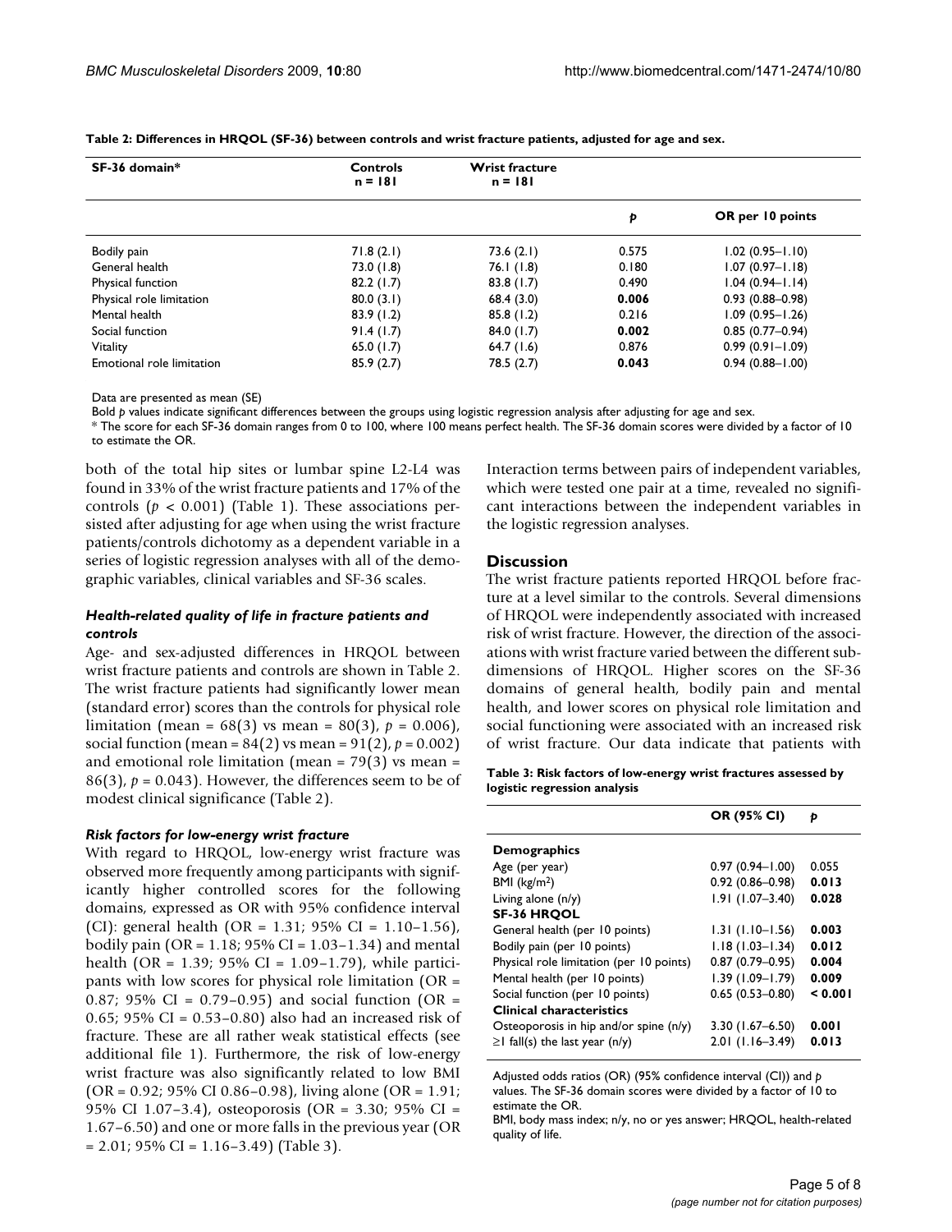**Table 2: Differences in HRQOL (SF-36) between controls and wrist fracture patients, adjusted for age and sex.**

| SF-36 domain* | Controls n = 181 | Wrist fracture n = 181 | *p* | OR per 10 points |
|---|---|---|---|---|
| Bodily pain | 71.8 (2.1) | 73.6 (2.1) | 0.575 | 1.02 (0.95–1.10) |
| General health | 73.0 (1.8) | 76.1 (1.8) | 0.180 | 1.07 (0.97–1.18) |
| Physical function | 82.2 (1.7) | 83.8 (1.7) | 0.490 | 1.04 (0.94–1.14) |
| Physical role limitation | 80.0 (3.1) | 68.4 (3.0) | **0.006** | 0.93 (0.88–0.98) |
| Mental health | 83.9 (1.2) | 85.8 (1.2) | 0.216 | 1.09 (0.95–1.26) |
| Social function | 91.4 (1.7) | 84.0 (1.7) | **0.002** | 0.85 (0.77–0.94) |
| Vitality | 65.0 (1.7) | 64.7 (1.6) | 0.876 | 0.99 (0.91–1.09) |
| Emotional role limitation | 85.9 (2.7) | 78.5 (2.7) | **0.043** | 0.94 (0.88–1.00) |

Data are presented as mean (SE)

Bold *p* values indicate significant differences between the groups using logistic regression analysis after adjusting for age and sex.

* The score for each SF-36 domain ranges from 0 to 100, where 100 means perfect health. The SF-36 domain scores were divided by a factor of 10 to estimate the OR.

both of the total hip sites or lumbar spine L2-L4 was found in 33% of the wrist fracture patients and 17% of the controls ($p < 0.001$) (Table 1). These associations persisted after adjusting for age when using the wrist fracture patients/controls dichotomy as a dependent variable in a series of logistic regression analyses with all of the demographic variables, clinical variables and SF-36 scales.

### *Health-related quality of life in fracture patients and controls*

Age- and sex-adjusted differences in HRQOL between wrist fracture patients and controls are shown in Table 2. The wrist fracture patients had significantly lower mean (standard error) scores than the controls for physical role limitation (mean = 68(3) vs mean = 80(3), $p = 0.006$), social function (mean = 84(2) vs mean = 91(2), $p = 0.002$) and emotional role limitation (mean = 79(3) vs mean = 86(3), $p = 0.043$). However, the differences seem to be of modest clinical significance (Table 2).

### *Risk factors for low-energy wrist fracture*

With regard to HRQOL, low-energy wrist fracture was observed more frequently among participants with significantly higher controlled scores for the following domains, expressed as OR with 95% confidence interval (CI): general health (OR = 1.31; 95% CI = 1.10–1.56), bodily pain (OR = 1.18; 95% CI = 1.03–1.34) and mental health (OR = 1.39; 95% CI = 1.09–1.79), while participants with low scores for physical role limitation (OR = 0.87; 95% CI = 0.79–0.95) and social function (OR = 0.65; 95% CI = 0.53–0.80) also had an increased risk of fracture. These are all rather weak statistical effects (see additional file 1). Furthermore, the risk of low-energy wrist fracture was also significantly related to low BMI (OR = 0.92; 95% CI 0.86–0.98), living alone (OR = 1.91; 95% CI 1.07–3.4), osteoporosis (OR = 3.30; 95% CI = 1.67–6.50) and one or more falls in the previous year (OR = 2.01; 95% CI = 1.16–3.49) (Table 3).

Interaction terms between pairs of independent variables, which were tested one pair at a time, revealed no significant interactions between the independent variables in the logistic regression analyses.

## Discussion

The wrist fracture patients reported HRQOL before fracture at a level similar to the controls. Several dimensions of HRQOL were independently associated with increased risk of wrist fracture. However, the direction of the associations with wrist fracture varied between the different subdimensions of HRQOL. Higher scores on the SF-36 domains of general health, bodily pain and mental health, and lower scores on physical role limitation and social functioning were associated with an increased risk of wrist fracture. Our data indicate that patients with

**Table 3: Risk factors of low-energy wrist fractures assessed by logistic regression analysis**

| | OR (95% CI) | *p* |
|---|---|---|
| **Demographics** | | |
| Age (per year) | 0.97 (0.94–1.00) | 0.055 |
| BMI (kg/m$^2$) | 0.92 (0.86–0.98) | **0.013** |
| Living alone (n/y) | 1.91 (1.07–3.40) | **0.028** |
| **SF-36 HRQOL** | | |
| General health (per 10 points) | 1.31 (1.10–1.56) | **0.003** |
| Bodily pain (per 10 points) | 1.18 (1.03–1.34) | **0.012** |
| Physical role limitation (per 10 points) | 0.87 (0.79–0.95) | **0.004** |
| Mental health (per 10 points) | 1.39 (1.09–1.79) | **0.009** |
| Social function (per 10 points) | 0.65 (0.53–0.80) | **< 0.001** |
| **Clinical characteristics** | | |
| Osteoporosis in hip and/or spine (n/y) | 3.30 (1.67–6.50) | **0.001** |
| ≥1 fall(s) the last year (n/y) | 2.01 (1.16–3.49) | **0.013** |

Adjusted odds ratios (OR) (95% confidence interval (CI)) and *p* values. The SF-36 domain scores were divided by a factor of 10 to estimate the OR.

BMI, body mass index; n/y, no or yes answer; HRQOL, health-related quality of life.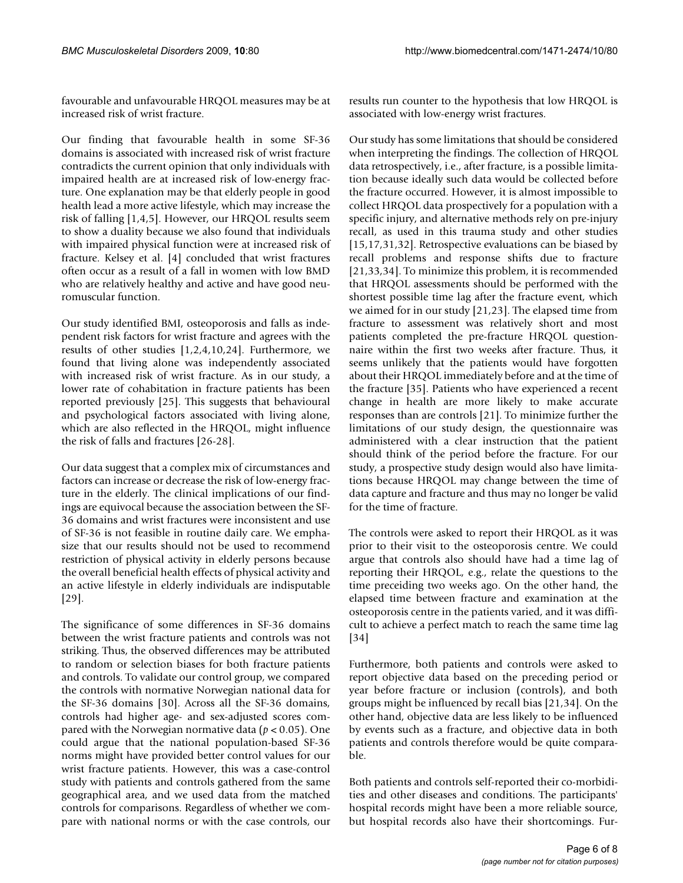favourable and unfavourable HRQOL measures may be at increased risk of wrist fracture.

Our finding that favourable health in some SF-36 domains is associated with increased risk of wrist fracture contradicts the current opinion that only individuals with impaired health are at increased risk of low-energy fracture. One explanation may be that elderly people in good health lead a more active lifestyle, which may increase the risk of falling [1,4,5]. However, our HRQOL results seem to show a duality because we also found that individuals with impaired physical function were at increased risk of fracture. Kelsey et al. [4] concluded that wrist fractures often occur as a result of a fall in women with low BMD who are relatively healthy and active and have good neuromuscular function.

Our study identified BMI, osteoporosis and falls as independent risk factors for wrist fracture and agrees with the results of other studies [1,2,4,10,24]. Furthermore, we found that living alone was independently associated with increased risk of wrist fracture. As in our study, a lower rate of cohabitation in fracture patients has been reported previously [25]. This suggests that behavioural and psychological factors associated with living alone, which are also reflected in the HRQOL, might influence the risk of falls and fractures [26-28].

Our data suggest that a complex mix of circumstances and factors can increase or decrease the risk of low-energy fracture in the elderly. The clinical implications of our findings are equivocal because the association between the SF-36 domains and wrist fractures were inconsistent and use of SF-36 is not feasible in routine daily care. We emphasize that our results should not be used to recommend restriction of physical activity in elderly persons because the overall beneficial health effects of physical activity and an active lifestyle in elderly individuals are indisputable [29].

The significance of some differences in SF-36 domains between the wrist fracture patients and controls was not striking. Thus, the observed differences may be attributed to random or selection biases for both fracture patients and controls. To validate our control group, we compared the controls with normative Norwegian national data for the SF-36 domains [30]. Across all the SF-36 domains, controls had higher age- and sex-adjusted scores compared with the Norwegian normative data ($p < 0.05$). One could argue that the national population-based SF-36 norms might have provided better control values for our wrist fracture patients. However, this was a case-control study with patients and controls gathered from the same geographical area, and we used data from the matched controls for comparisons. Regardless of whether we compare with national norms or with the case controls, our results run counter to the hypothesis that low HRQOL is associated with low-energy wrist fractures.

Our study has some limitations that should be considered when interpreting the findings. The collection of HRQOL data retrospectively, i.e., after fracture, is a possible limitation because ideally such data would be collected before the fracture occurred. However, it is almost impossible to collect HRQOL data prospectively for a population with a specific injury, and alternative methods rely on pre-injury recall, as used in this trauma study and other studies [15,17,31,32]. Retrospective evaluations can be biased by recall problems and response shifts due to fracture [21,33,34]. To minimize this problem, it is recommended that HRQOL assessments should be performed with the shortest possible time lag after the fracture event, which we aimed for in our study [21,23]. The elapsed time from fracture to assessment was relatively short and most patients completed the pre-fracture HRQOL questionnaire within the first two weeks after fracture. Thus, it seems unlikely that the patients would have forgotten about their HRQOL immediately before and at the time of the fracture [35]. Patients who have experienced a recent change in health are more likely to make accurate responses than are controls [21]. To minimize further the limitations of our study design, the questionnaire was administered with a clear instruction that the patient should think of the period before the fracture. For our study, a prospective study design would also have limitations because HRQOL may change between the time of data capture and fracture and thus may no longer be valid for the time of fracture.

The controls were asked to report their HRQOL as it was prior to their visit to the osteoporosis centre. We could argue that controls also should have had a time lag of reporting their HRQOL, e.g., relate the questions to the time preceiding two weeks ago. On the other hand, the elapsed time between fracture and examination at the osteoporosis centre in the patients varied, and it was difficult to achieve a perfect match to reach the same time lag [34]

Furthermore, both patients and controls were asked to report objective data based on the preceding period or year before fracture or inclusion (controls), and both groups might be influenced by recall bias [21,34]. On the other hand, objective data are less likely to be influenced by events such as a fracture, and objective data in both patients and controls therefore would be quite comparable.

Both patients and controls self-reported their co-morbidities and other diseases and conditions. The participants' hospital records might have been a more reliable source, but hospital records also have their shortcomings. Fur-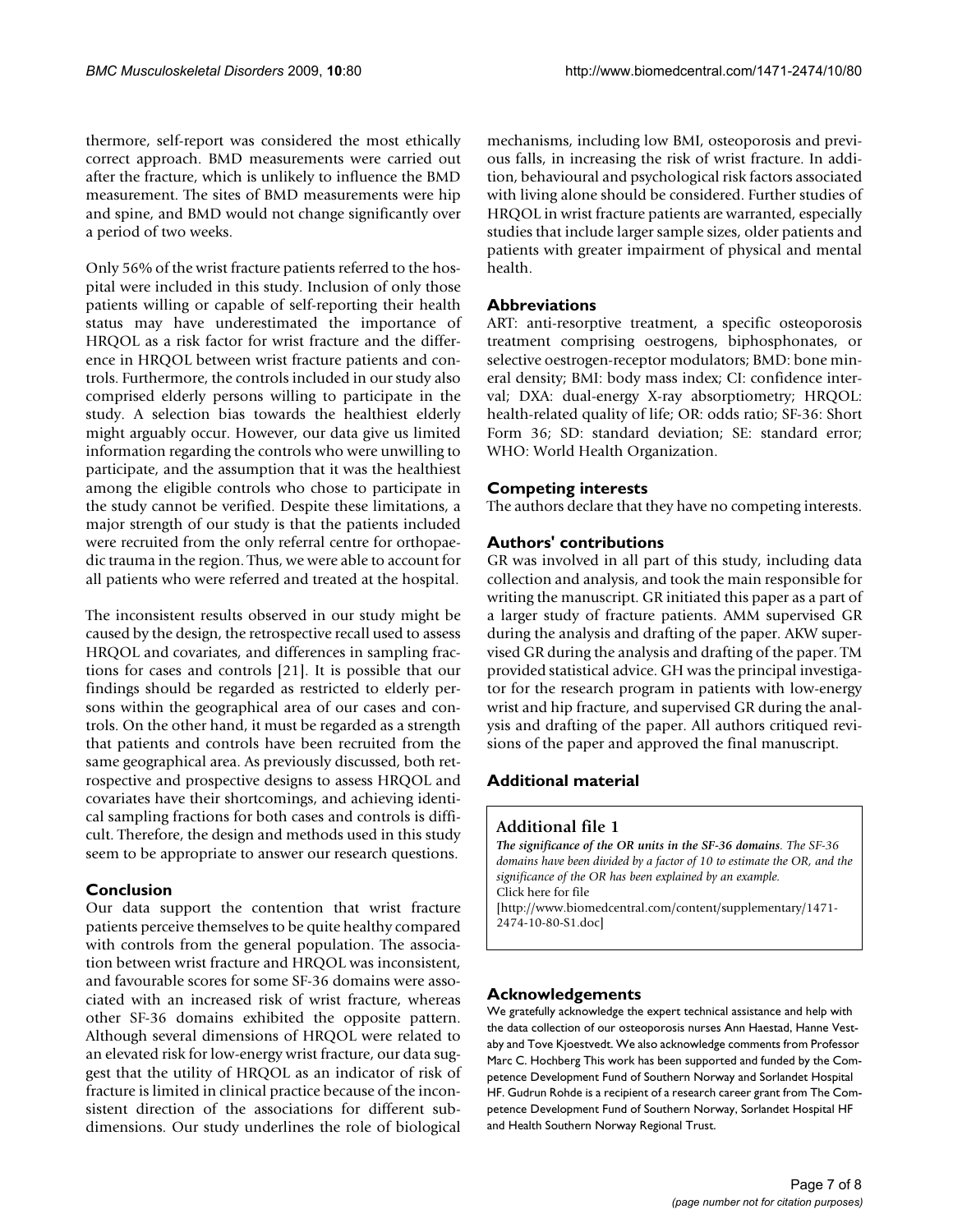thermore, self-report was considered the most ethically correct approach. BMD measurements were carried out after the fracture, which is unlikely to influence the BMD measurement. The sites of BMD measurements were hip and spine, and BMD would not change significantly over a period of two weeks.

Only 56% of the wrist fracture patients referred to the hospital were included in this study. Inclusion of only those patients willing or capable of self-reporting their health status may have underestimated the importance of HRQOL as a risk factor for wrist fracture and the difference in HRQOL between wrist fracture patients and controls. Furthermore, the controls included in our study also comprised elderly persons willing to participate in the study. A selection bias towards the healthiest elderly might arguably occur. However, our data give us limited information regarding the controls who were unwilling to participate, and the assumption that it was the healthiest among the eligible controls who chose to participate in the study cannot be verified. Despite these limitations, a major strength of our study is that the patients included were recruited from the only referral centre for orthopaedic trauma in the region. Thus, we were able to account for all patients who were referred and treated at the hospital.

The inconsistent results observed in our study might be caused by the design, the retrospective recall used to assess HRQOL and covariates, and differences in sampling fractions for cases and controls [21]. It is possible that our findings should be regarded as restricted to elderly persons within the geographical area of our cases and controls. On the other hand, it must be regarded as a strength that patients and controls have been recruited from the same geographical area. As previously discussed, both retrospective and prospective designs to assess HRQOL and covariates have their shortcomings, and achieving identical sampling fractions for both cases and controls is difficult. Therefore, the design and methods used in this study seem to be appropriate to answer our research questions.

## Conclusion

Our data support the contention that wrist fracture patients perceive themselves to be quite healthy compared with controls from the general population. The association between wrist fracture and HRQOL was inconsistent, and favourable scores for some SF-36 domains were associated with an increased risk of wrist fracture, whereas other SF-36 domains exhibited the opposite pattern. Although several dimensions of HRQOL were related to an elevated risk for low-energy wrist fracture, our data suggest that the utility of HRQOL as an indicator of risk of fracture is limited in clinical practice because of the inconsistent direction of the associations for different subdimensions. Our study underlines the role of biological mechanisms, including low BMI, osteoporosis and previous falls, in increasing the risk of wrist fracture. In addition, behavioural and psychological risk factors associated with living alone should be considered. Further studies of HRQOL in wrist fracture patients are warranted, especially studies that include larger sample sizes, older patients and patients with greater impairment of physical and mental health.

## Abbreviations

ART: anti-resorptive treatment, a specific osteoporosis treatment comprising oestrogens, biphosphonates, or selective oestrogen-receptor modulators; BMD: bone mineral density; BMI: body mass index; CI: confidence interval; DXA: dual-energy X-ray absorptiometry; HRQOL: health-related quality of life; OR: odds ratio; SF-36: Short Form 36; SD: standard deviation; SE: standard error; WHO: World Health Organization.

## Competing interests

The authors declare that they have no competing interests.

## Authors' contributions

GR was involved in all part of this study, including data collection and analysis, and took the main responsible for writing the manuscript. GR initiated this paper as a part of a larger study of fracture patients. AMM supervised GR during the analysis and drafting of the paper. AKW supervised GR during the analysis and drafting of the paper. TM provided statistical advice. GH was the principal investigator for the research program in patients with low-energy wrist and hip fracture, and supervised GR during the analysis and drafting of the paper. All authors critiqued revisions of the paper and approved the final manuscript.

## Additional material

### Additional file 1

***The significance of the OR units in the SF-36 domains****. The SF-36 domains have been divided by a factor of 10 to estimate the OR, and the significance of the OR has been explained by an example.*
Click here for file
[http://www.biomedcentral.com/content/supplementary/1471-2474-10-80-S1.doc]

## Acknowledgements

We gratefully acknowledge the expert technical assistance and help with the data collection of our osteoporosis nurses Ann Haestad, Hanne Vestaby and Tove Kjoestvedt. We also acknowledge comments from Professor Marc C. Hochberg This work has been supported and funded by the Competence Development Fund of Southern Norway and Sorlandet Hospital HF. Gudrun Rohde is a recipient of a research career grant from The Competence Development Fund of Southern Norway, Sorlandet Hospital HF and Health Southern Norway Regional Trust.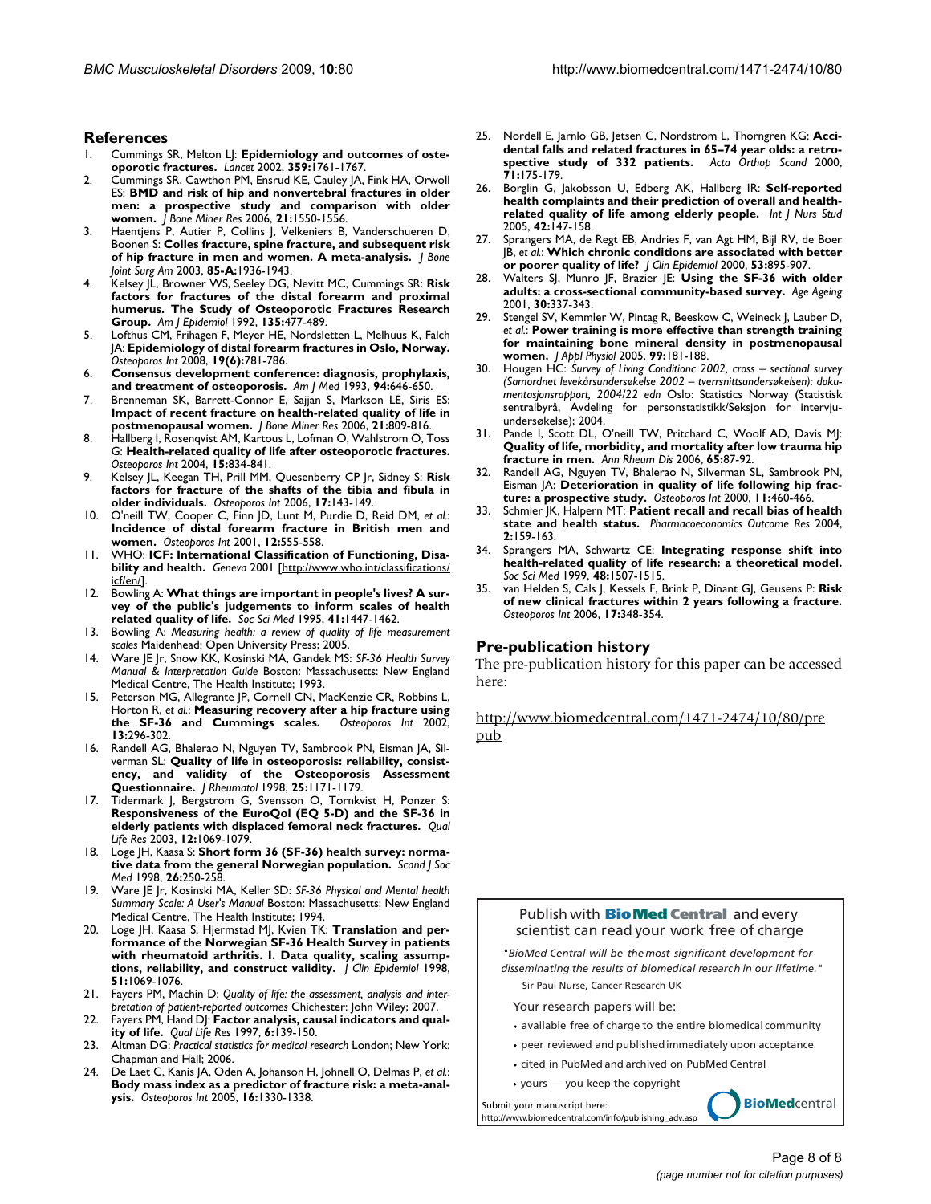## References

1. Cummings SR, Melton LJ: **Epidemiology and outcomes of osteoporotic fractures.** *Lancet* 2002, **359:**1761-1767.
2. Cummings SR, Cawthon PM, Ensrud KE, Cauley JA, Fink HA, Orwoll ES: **BMD and risk of hip and nonvertebral fractures in older men: a prospective study and comparison with older women.** *J Bone Miner Res* 2006, **21:**1550-1556.
3. Haentjens P, Autier P, Collins J, Velkeniers B, Vanderschueren D, Boonen S: **Colles fracture, spine fracture, and subsequent risk of hip fracture in men and women. A meta-analysis.** *J Bone Joint Surg Am* 2003, **85-A:**1936-1943.
4. Kelsey JL, Browner WS, Seeley DG, Nevitt MC, Cummings SR: **Risk factors for fractures of the distal forearm and proximal humerus. The Study of Osteoporotic Fractures Research Group.** *Am J Epidemiol* 1992, **135:**477-489.
5. Lofthus CM, Frihagen F, Meyer HE, Nordsletten L, Melhuus K, Falch JA: **Epidemiology of distal forearm fractures in Oslo, Norway.** *Osteoporos Int* 2008, **19(6):**781-786.
6. **Consensus development conference: diagnosis, prophylaxis, and treatment of osteoporosis.** *Am J Med* 1993, **94:**646-650.
7. Brenneman SK, Barrett-Connor E, Sajjan S, Markson LE, Siris ES: **Impact of recent fracture on health-related quality of life in postmenopausal women.** *J Bone Miner Res* 2006, **21:**809-816.
8. Hallberg I, Rosenqvist AM, Kartous L, Lofman O, Wahlstrom O, Toss G: **Health-related quality of life after osteoporotic fractures.** *Osteoporos Int* 2004, **15:**834-841.
9. Kelsey JL, Keegan TH, Prill MM, Quesenberry CP Jr, Sidney S: **Risk factors for fracture of the shafts of the tibia and fibula in older individuals.** *Osteoporos Int* 2006, **17:**143-149.
10. O'neill TW, Cooper C, Finn JD, Lunt M, Purdie D, Reid DM, *et al.*: **Incidence of distal forearm fracture in British men and women.** *Osteoporos Int* 2001, **12:**555-558.
11. WHO: **ICF: International Classification of Functioning, Disability and health.** *Geneva* 2001 [http://www.who.int/classifications/icf/en/].
12. Bowling A: **What things are important in people's lives? A survey of the public's judgements to inform scales of health related quality of life.** *Soc Sci Med* 1995, **41:**1447-1462.
13. Bowling A: *Measuring health: a review of quality of life measurement scales* Maidenhead: Open University Press; 2005.
14. Ware JE Jr, Snow KK, Kosinski MA, Gandek MS: *SF-36 Health Survey Manual & Interpretation Guide* Boston: Massachusetts: New England Medical Centre, The Health Institute; 1993.
15. Peterson MG, Allegrante JP, Cornell CN, MacKenzie CR, Robbins L, Horton R, *et al.*: **Measuring recovery after a hip fracture using the SF-36 and Cummings scales.** *Osteoporos Int* 2002, **13:**296-302.
16. Randell AG, Bhalerao N, Nguyen TV, Sambrook PN, Eisman JA, Silverman SL: **Quality of life in osteoporosis: reliability, consistency, and validity of the Osteoporosis Assessment Questionnaire.** *J Rheumatol* 1998, **25:**1171-1179.
17. Tidermark J, Bergstrom G, Svensson O, Tornkvist H, Ponzer S: **Responsiveness of the EuroQol (EQ 5-D) and the SF-36 in elderly patients with displaced femoral neck fractures.** *Qual Life Res* 2003, **12:**1069-1079.
18. Loge JH, Kaasa S: **Short form 36 (SF-36) health survey: normative data from the general Norwegian population.** *Scand J Soc Med* 1998, **26:**250-258.
19. Ware JE Jr, Kosinski MA, Keller SD: *SF-36 Physical and Mental health Summary Scale: A User's Manual* Boston: Massachusetts: New England Medical Centre, The Health Institute; 1994.
20. Loge JH, Kaasa S, Hjermstad MJ, Kvien TK: **Translation and performance of the Norwegian SF-36 Health Survey in patients with rheumatoid arthritis. I. Data quality, scaling assumptions, reliability, and construct validity.** *J Clin Epidemiol* 1998, **51:**1069-1076.
21. Fayers PM, Machin D: *Quality of life: the assessment, analysis and interpretation of patient-reported outcomes* Chichester: John Wiley; 2007.
22. Fayers PM, Hand DJ: **Factor analysis, causal indicators and quality of life.** *Qual Life Res* 1997, **6:**139-150.
23. Altman DG: *Practical statistics for medical research* London; New York: Chapman and Hall; 2006.
24. De Laet C, Kanis JA, Oden A, Johanson H, Johnell O, Delmas P, *et al.*: **Body mass index as a predictor of fracture risk: a meta-analysis.** *Osteoporos Int* 2005, **16:**1330-1338.
25. Nordell E, Jarnlo GB, Jetsen C, Nordstrom L, Thorngren KG: **Accidental falls and related fractures in 65–74 year olds: a retrospective study of 332 patients.** *Acta Orthop Scand* 2000, **71:**175-179.
26. Borglin G, Jakobsson U, Edberg AK, Hallberg IR: **Self-reported health complaints and their prediction of overall and health-related quality of life among elderly people.** *Int J Nurs Stud* 2005, **42:**147-158.
27. Sprangers MA, de Regt EB, Andries F, van Agt HM, Bijl RV, de Boer JB, *et al.*: **Which chronic conditions are associated with better or poorer quality of life?** *J Clin Epidemiol* 2000, **53:**895-907.
28. Walters SJ, Munro JF, Brazier JE: **Using the SF-36 with older adults: a cross-sectional community-based survey.** *Age Ageing* 2001, **30:**337-343.
29. Stengel SV, Kemmler W, Pintag R, Beeskow C, Weineck J, Lauber D, *et al.*: **Power training is more effective than strength training for maintaining bone mineral density in postmenopausal women.** *J Appl Physiol* 2005, **99:**181-188.
30. Hougen HC: *Survey of Living Conditionc 2002, cross – sectional survey (Samordnet levekårsundersøkelse 2002 – tverrsnittsundersøkelsen): dokumentasjonsrapport, 2004/22 edn* Oslo: Statistics Norway (Statistisk sentralbyrå, Avdeling for personstatistikk/Seksjon for intervjuundersøkelse); 2004.
31. Pande I, Scott DL, O'neill TW, Pritchard C, Woolf AD, Davis MJ: **Quality of life, morbidity, and mortality after low trauma hip fracture in men.** *Ann Rheum Dis* 2006, **65:**87-92.
32. Randell AG, Nguyen TV, Bhalerao N, Silverman SL, Sambrook PN, Eisman JA: **Deterioration in quality of life following hip fracture: a prospective study.** *Osteoporos Int* 2000, **11:**460-466.
33. Schmier JK, Halpern MT: **Patient recall and recall bias of health state and health status.** *Pharmacoeconomics Outcome Res* 2004, **2:**159-163.
34. Sprangers MA, Schwartz CE: **Integrating response shift into health-related quality of life research: a theoretical model.** *Soc Sci Med* 1999, **48:**1507-1515.
35. van Helden S, Cals J, Kessels F, Brink P, Dinant GJ, Geusens P: **Risk of new clinical fractures within 2 years following a fracture.** *Osteoporos Int* 2006, **17:**348-354.

## Pre-publication history

The pre-publication history for this paper can be accessed here:

http://www.biomedcentral.com/1471-2474/10/80/prepub

Publish with **BioMed Central** and every scientist can read your work free of charge

*"BioMed Central will be the most significant development for disseminating the results of biomedical research in our lifetime."*

Sir Paul Nurse, Cancer Research UK

Your research papers will be:

- available free of charge to the entire biomedical community
- peer reviewed and published immediately upon acceptance
- cited in PubMed and archived on PubMed Central
- yours — you keep the copyright

Submit your manuscript here:
http://www.biomedcentral.com/info/publishing_adv.asp

BioMedcentral